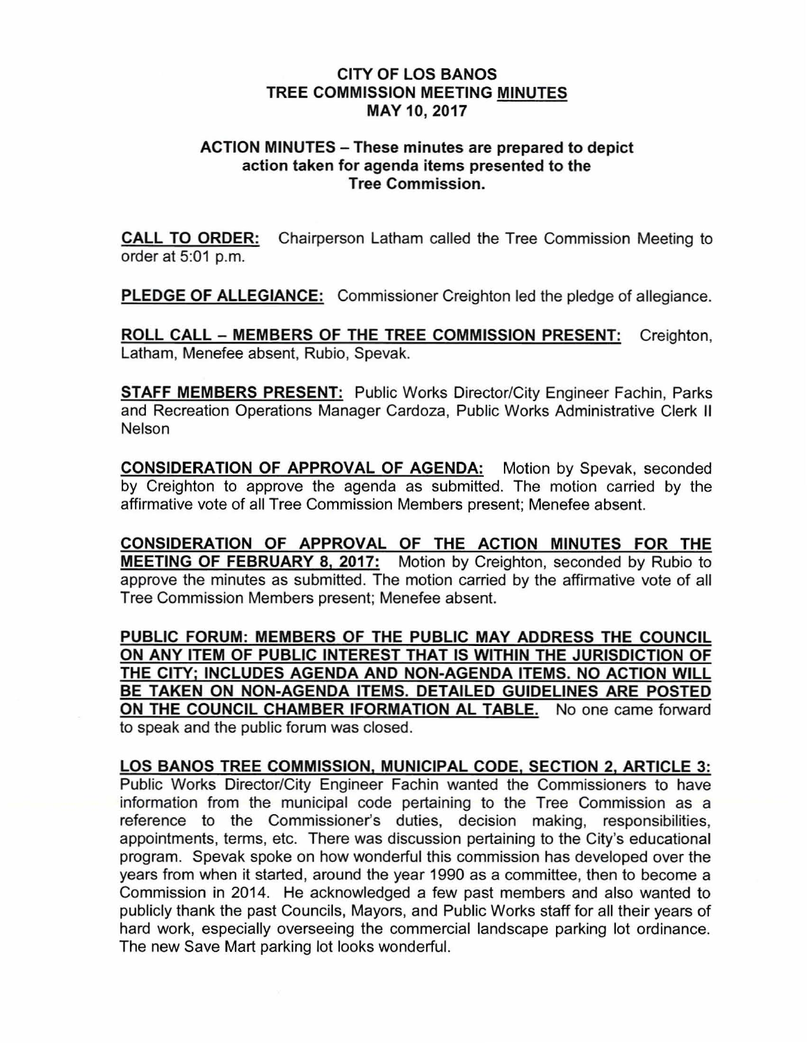# CITY OF LOS BANOS
# TREE COMMISSION MEETING MINUTES
# MAY 10, 2017

**ACTION MINUTES – These minutes are prepared to depict action taken for agenda items presented to the Tree Commission.**

**CALL TO ORDER:** Chairperson Latham called the Tree Commission Meeting to order at 5:01 p.m.

**PLEDGE OF ALLEGIANCE:** Commissioner Creighton led the pledge of allegiance.

**ROLL CALL – MEMBERS OF THE TREE COMMISSION PRESENT:** Creighton, Latham, Menefee absent, Rubio, Spevak.

**STAFF MEMBERS PRESENT:** Public Works Director/City Engineer Fachin, Parks and Recreation Operations Manager Cardoza, Public Works Administrative Clerk II Nelson

**CONSIDERATION OF APPROVAL OF AGENDA:** Motion by Spevak, seconded by Creighton to approve the agenda as submitted. The motion carried by the affirmative vote of all Tree Commission Members present; Menefee absent.

**CONSIDERATION OF APPROVAL OF THE ACTION MINUTES FOR THE MEETING OF FEBRUARY 8, 2017:** Motion by Creighton, seconded by Rubio to approve the minutes as submitted. The motion carried by the affirmative vote of all Tree Commission Members present; Menefee absent.

**PUBLIC FORUM: MEMBERS OF THE PUBLIC MAY ADDRESS THE COUNCIL ON ANY ITEM OF PUBLIC INTEREST THAT IS WITHIN THE JURISDICTION OF THE CITY; INCLUDES AGENDA AND NON-AGENDA ITEMS. NO ACTION WILL BE TAKEN ON NON-AGENDA ITEMS. DETAILED GUIDELINES ARE POSTED ON THE COUNCIL CHAMBER IFORMATION AL TABLE.** No one came forward to speak and the public forum was closed.

**LOS BANOS TREE COMMISSION, MUNICIPAL CODE, SECTION 2, ARTICLE 3:** Public Works Director/City Engineer Fachin wanted the Commissioners to have information from the municipal code pertaining to the Tree Commission as a reference to the Commissioner's duties, decision making, responsibilities, appointments, terms, etc. There was discussion pertaining to the City's educational program. Spevak spoke on how wonderful this commission has developed over the years from when it started, around the year 1990 as a committee, then to become a Commission in 2014. He acknowledged a few past members and also wanted to publicly thank the past Councils, Mayors, and Public Works staff for all their years of hard work, especially overseeing the commercial landscape parking lot ordinance. The new Save Mart parking lot looks wonderful.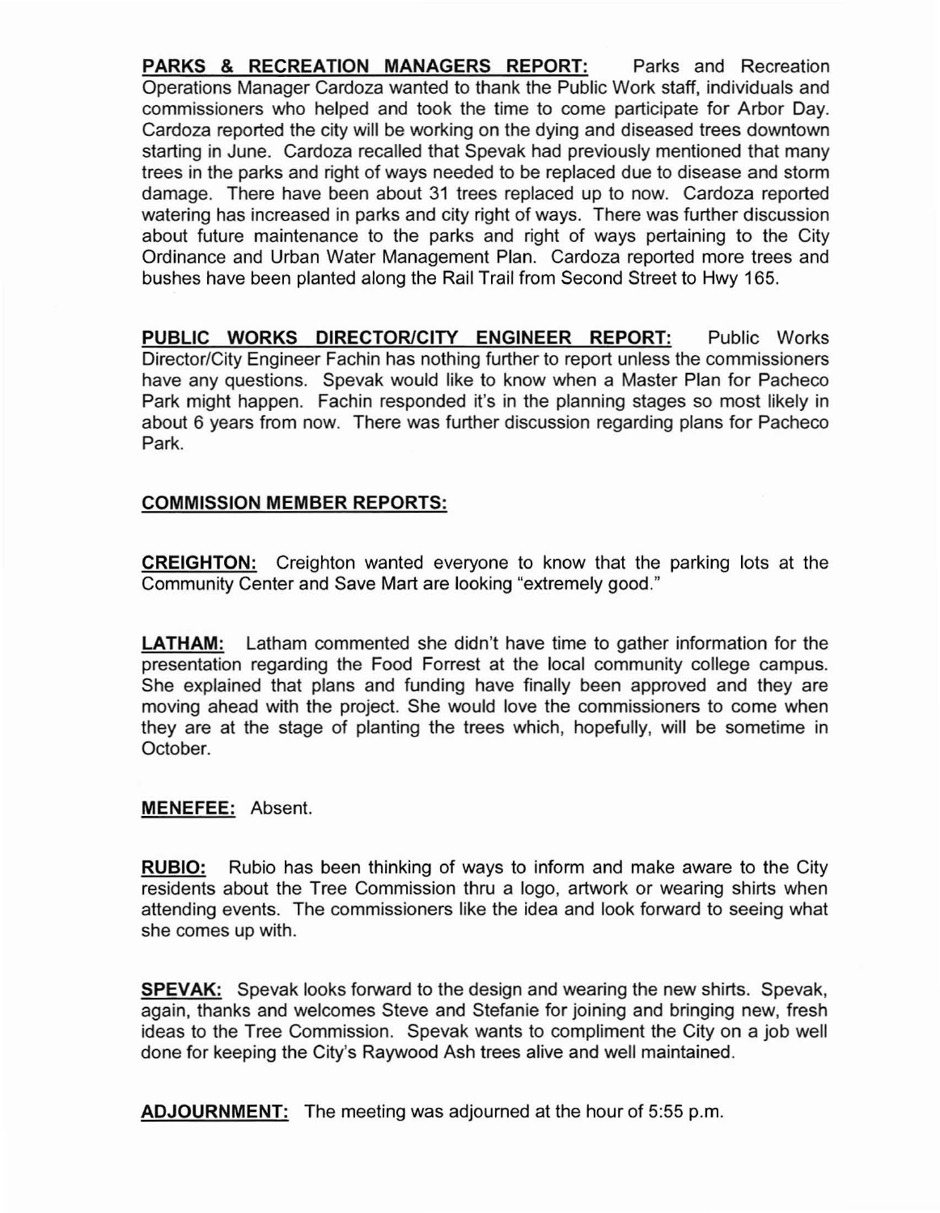**PARKS & RECREATION MANAGERS REPORT:** Parks and Recreation Operations Manager Cardoza wanted to thank the Public Work staff, individuals and commissioners who helped and took the time to come participate for Arbor Day. Cardoza reported the city will be working on the dying and diseased trees downtown starting in June. Cardoza recalled that Spevak had previously mentioned that many trees in the parks and right of ways needed to be replaced due to disease and storm damage. There have been about 31 trees replaced up to now. Cardoza reported watering has increased in parks and city right of ways. There was further discussion about future maintenance to the parks and right of ways pertaining to the City Ordinance and Urban Water Management Plan. Cardoza reported more trees and bushes have been planted along the Rail Trail from Second Street to Hwy 165.

**PUBLIC WORKS DIRECTOR/CITY ENGINEER REPORT:** Public Works Director/City Engineer Fachin has nothing further to report unless the commissioners have any questions. Spevak would like to know when a Master Plan for Pacheco Park might happen. Fachin responded it's in the planning stages so most likely in about 6 years from now. There was further discussion regarding plans for Pacheco Park.

**COMMISSION MEMBER REPORTS:**

**CREIGHTON:** Creighton wanted everyone to know that the parking lots at the Community Center and Save Mart are looking "extremely good."

**LATHAM:** Latham commented she didn't have time to gather information for the presentation regarding the Food Forrest at the local community college campus. She explained that plans and funding have finally been approved and they are moving ahead with the project. She would love the commissioners to come when they are at the stage of planting the trees which, hopefully, will be sometime in October.

**MENEFEE:** Absent.

**RUBIO:** Rubio has been thinking of ways to inform and make aware to the City residents about the Tree Commission thru a logo, artwork or wearing shirts when attending events. The commissioners like the idea and look forward to seeing what she comes up with.

**SPEVAK:** Spevak looks forward to the design and wearing the new shirts. Spevak, again, thanks and welcomes Steve and Stefanie for joining and bringing new, fresh ideas to the Tree Commission. Spevak wants to compliment the City on a job well done for keeping the City's Raywood Ash trees alive and well maintained.

**ADJOURNMENT:** The meeting was adjourned at the hour of 5:55 p.m.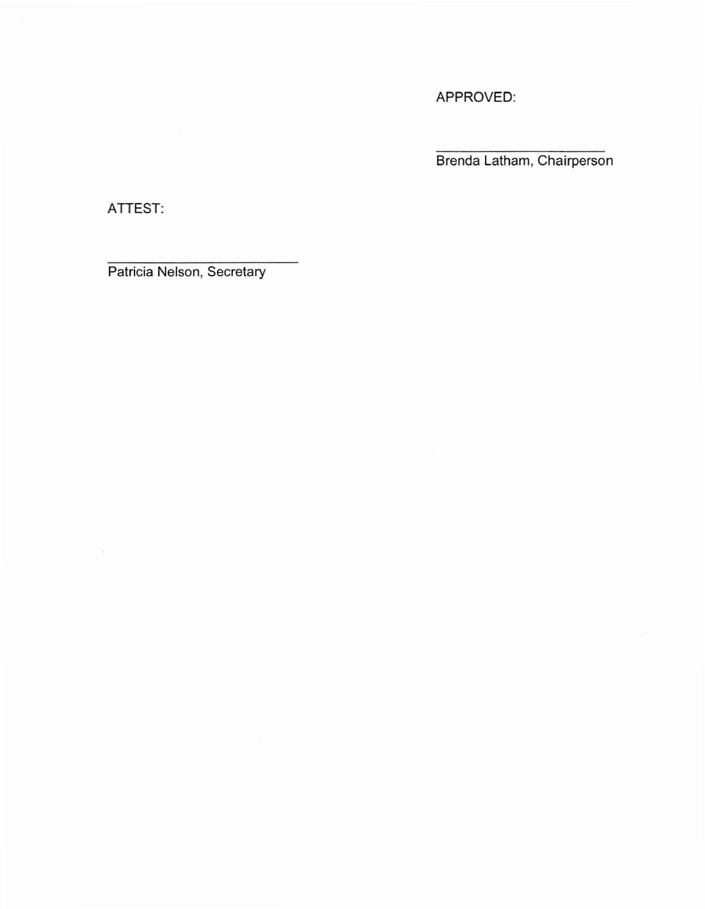APPROVED:

\_\_\_\_\_\_\_\_\_\_\_\_\_\_\_\_\_\_\_\_\_\_\_\_

Brenda Latham, Chairperson

ATTEST:

\_\_\_\_\_\_\_\_\_\_\_\_\_\_\_\_\_\_\_\_\_\_\_\_

Patricia Nelson, Secretary